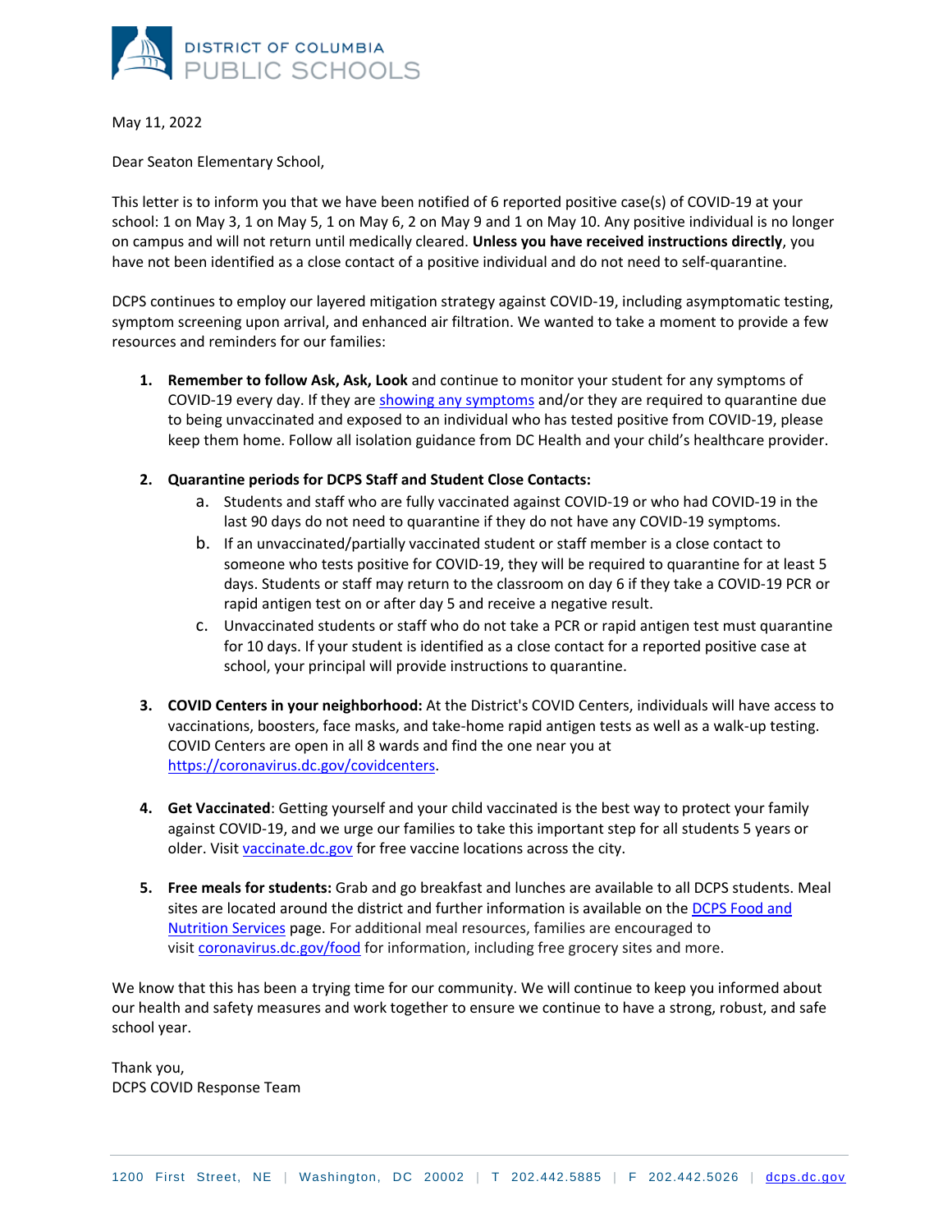DISTRICT OF COLUMBIA PUBLIC SCHOOLS

May 11, 2022

Dear Seaton Elementary School,

This letter is to inform you that we have been notified of 6 reported positive case(s) of COVID-19 at your school: 1 on May 3, 1 on May 5, 1 on May 6, 2 on May 9 and 1 on May 10. Any positive individual is no longer on campus and will not return until medically cleared. **Unless you have received instructions directly**, you have not been identified as a close contact of a positive individual and do not need to self-quarantine.

DCPS continues to employ our layered mitigation strategy against COVID-19, including asymptomatic testing, symptom screening upon arrival, and enhanced air filtration. We wanted to take a moment to provide a few resources and reminders for our families:

1. **Remember to follow Ask, Ask, Look** and continue to monitor your student for any symptoms of COVID-19 every day. If they are showing any symptoms and/or they are required to quarantine due to being unvaccinated and exposed to an individual who has tested positive from COVID-19, please keep them home. Follow all isolation guidance from DC Health and your child's healthcare provider.

2. **Quarantine periods for DCPS Staff and Student Close Contacts:**
   a. Students and staff who are fully vaccinated against COVID-19 or who had COVID-19 in the last 90 days do not need to quarantine if they do not have any COVID-19 symptoms.
   b. If an unvaccinated/partially vaccinated student or staff member is a close contact to someone who tests positive for COVID-19, they will be required to quarantine for at least 5 days. Students or staff may return to the classroom on day 6 if they take a COVID-19 PCR or rapid antigen test on or after day 5 and receive a negative result.
   c. Unvaccinated students or staff who do not take a PCR or rapid antigen test must quarantine for 10 days. If your student is identified as a close contact for a reported positive case at school, your principal will provide instructions to quarantine.

3. **COVID Centers in your neighborhood:** At the District's COVID Centers, individuals will have access to vaccinations, boosters, face masks, and take-home rapid antigen tests as well as a walk-up testing. COVID Centers are open in all 8 wards and find the one near you at https://coronavirus.dc.gov/covidcenters.

4. **Get Vaccinated**: Getting yourself and your child vaccinated is the best way to protect your family against COVID-19, and we urge our families to take this important step for all students 5 years or older. Visit vaccinate.dc.gov for free vaccine locations across the city.

5. **Free meals for students:** Grab and go breakfast and lunches are available to all DCPS students. Meal sites are located around the district and further information is available on the DCPS Food and Nutrition Services page. For additional meal resources, families are encouraged to visit coronavirus.dc.gov/food for information, including free grocery sites and more.

We know that this has been a trying time for our community. We will continue to keep you informed about our health and safety measures and work together to ensure we continue to have a strong, robust, and safe school year.

Thank you,
DCPS COVID Response Team

1200 First Street, NE | Washington, DC 20002 | T 202.442.5885 | F 202.442.5026 | dcps.dc.gov